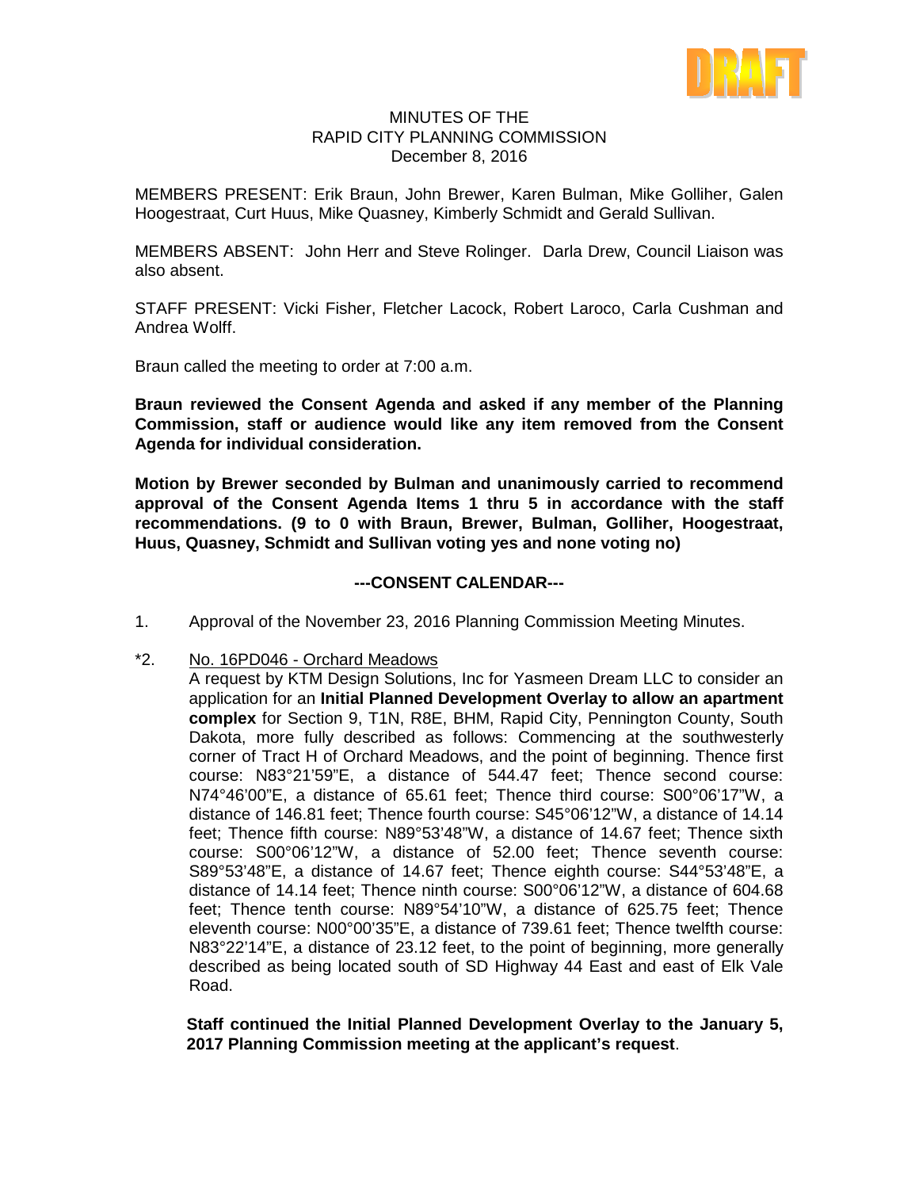DRAFT

MINUTES OF THE
RAPID CITY PLANNING COMMISSION
December 8, 2016

MEMBERS PRESENT: Erik Braun, John Brewer, Karen Bulman, Mike Golliher, Galen Hoogestraat, Curt Huus, Mike Quasney, Kimberly Schmidt and Gerald Sullivan.

MEMBERS ABSENT: John Herr and Steve Rolinger. Darla Drew, Council Liaison was also absent.

STAFF PRESENT: Vicki Fisher, Fletcher Lacock, Robert Laroco, Carla Cushman and Andrea Wolff.

Braun called the meeting to order at 7:00 a.m.

**Braun reviewed the Consent Agenda and asked if any member of the Planning Commission, staff or audience would like any item removed from the Consent Agenda for individual consideration.**

**Motion by Brewer seconded by Bulman and unanimously carried to recommend approval of the Consent Agenda Items 1 thru 5 in accordance with the staff recommendations. (9 to 0 with Braun, Brewer, Bulman, Golliher, Hoogestraat, Huus, Quasney, Schmidt and Sullivan voting yes and none voting no)**

**---CONSENT CALENDAR---**

1. Approval of the November 23, 2016 Planning Commission Meeting Minutes.

*2. No. 16PD046 - Orchard Meadows

A request by KTM Design Solutions, Inc for Yasmeen Dream LLC to consider an application for an **Initial Planned Development Overlay to allow an apartment complex** for Section 9, T1N, R8E, BHM, Rapid City, Pennington County, South Dakota, more fully described as follows: Commencing at the southwesterly corner of Tract H of Orchard Meadows, and the point of beginning. Thence first course: N83°21'59"E, a distance of 544.47 feet; Thence second course: N74°46'00"E, a distance of 65.61 feet; Thence third course: S00°06'17"W, a distance of 146.81 feet; Thence fourth course: S45°06'12"W, a distance of 14.14 feet; Thence fifth course: N89°53'48"W, a distance of 14.67 feet; Thence sixth course: S00°06'12"W, a distance of 52.00 feet; Thence seventh course: S89°53'48"E, a distance of 14.67 feet; Thence eighth course: S44°53'48"E, a distance of 14.14 feet; Thence ninth course: S00°06'12"W, a distance of 604.68 feet; Thence tenth course: N89°54'10"W, a distance of 625.75 feet; Thence eleventh course: N00°00'35"E, a distance of 739.61 feet; Thence twelfth course: N83°22'14"E, a distance of 23.12 feet, to the point of beginning, more generally described as being located south of SD Highway 44 East and east of Elk Vale Road.

**Staff continued the Initial Planned Development Overlay to the January 5, 2017 Planning Commission meeting at the applicant's request**.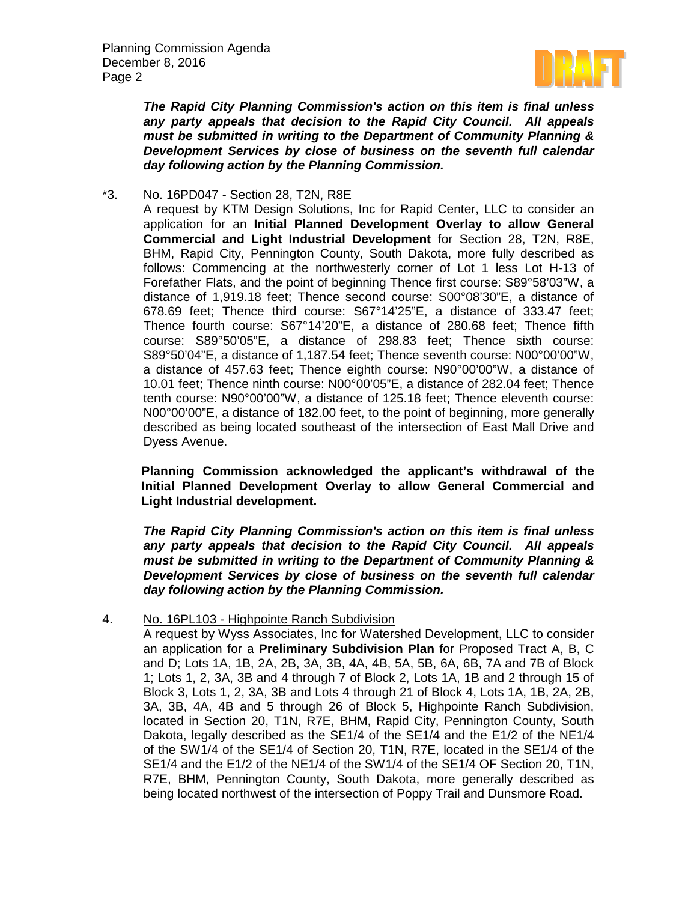***The Rapid City Planning Commission's action on this item is final unless any party appeals that decision to the Rapid City Council. All appeals must be submitted in writing to the Department of Community Planning & Development Services by close of business on the seventh full calendar day following action by the Planning Commission.***

*3. <u>No. 16PD047 - Section 28, T2N, R8E</u>

A request by KTM Design Solutions, Inc for Rapid Center, LLC to consider an application for an **Initial Planned Development Overlay to allow General Commercial and Light Industrial Development** for Section 28, T2N, R8E, BHM, Rapid City, Pennington County, South Dakota, more fully described as follows: Commencing at the northwesterly corner of Lot 1 less Lot H-13 of Forefather Flats, and the point of beginning Thence first course: S89°58'03"W, a distance of 1,919.18 feet; Thence second course: S00°08'30"E, a distance of 678.69 feet; Thence third course: S67°14'25"E, a distance of 333.47 feet; Thence fourth course: S67°14'20"E, a distance of 280.68 feet; Thence fifth course: S89°50'05"E, a distance of 298.83 feet; Thence sixth course: S89°50'04"E, a distance of 1,187.54 feet; Thence seventh course: N00°00'00"W, a distance of 457.63 feet; Thence eighth course: N90°00'00"W, a distance of 10.01 feet; Thence ninth course: N00°00'05"E, a distance of 282.04 feet; Thence tenth course: N90°00'00"W, a distance of 125.18 feet; Thence eleventh course: N00°00'00"E, a distance of 182.00 feet, to the point of beginning, more generally described as being located southeast of the intersection of East Mall Drive and Dyess Avenue.

**Planning Commission acknowledged the applicant's withdrawal of the Initial Planned Development Overlay to allow General Commercial and Light Industrial development.**

***The Rapid City Planning Commission's action on this item is final unless any party appeals that decision to the Rapid City Council. All appeals must be submitted in writing to the Department of Community Planning & Development Services by close of business on the seventh full calendar day following action by the Planning Commission.***

4. <u>No. 16PL103 - Highpointe Ranch Subdivision</u>

A request by Wyss Associates, Inc for Watershed Development, LLC to consider an application for a **Preliminary Subdivision Plan** for Proposed Tract A, B, C and D; Lots 1A, 1B, 2A, 2B, 3A, 3B, 4A, 4B, 5A, 5B, 6A, 6B, 7A and 7B of Block 1; Lots 1, 2, 3A, 3B and 4 through 7 of Block 2, Lots 1A, 1B and 2 through 15 of Block 3, Lots 1, 2, 3A, 3B and Lots 4 through 21 of Block 4, Lots 1A, 1B, 2A, 2B, 3A, 3B, 4A, 4B and 5 through 26 of Block 5, Highpointe Ranch Subdivision, located in Section 20, T1N, R7E, BHM, Rapid City, Pennington County, South Dakota, legally described as the SE1/4 of the SE1/4 and the E1/2 of the NE1/4 of the SW1/4 of the SE1/4 of Section 20, T1N, R7E, located in the SE1/4 of the SE1/4 and the E1/2 of the NE1/4 of the SW1/4 of the SE1/4 OF Section 20, T1N, R7E, BHM, Pennington County, South Dakota, more generally described as being located northwest of the intersection of Poppy Trail and Dunsmore Road.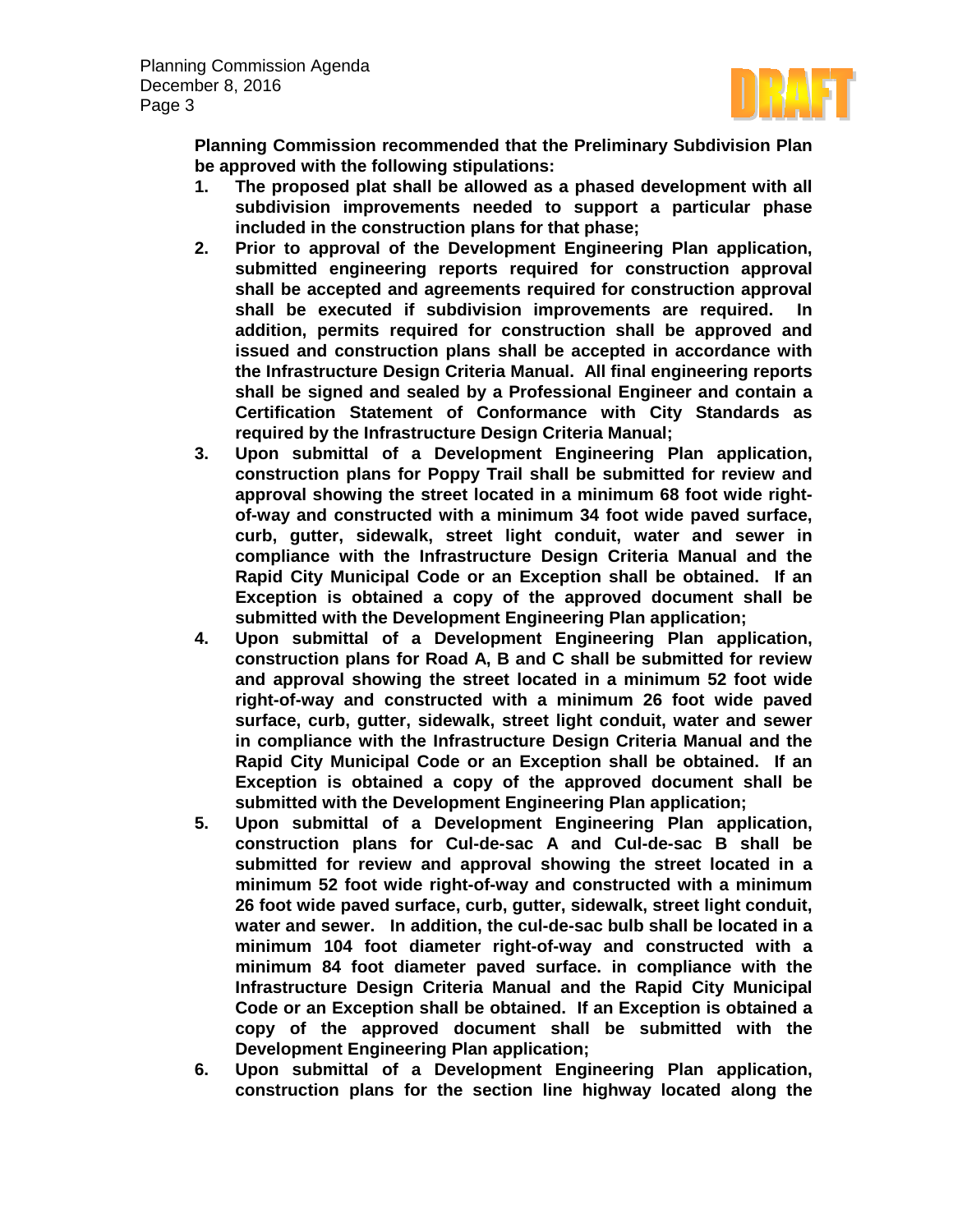**Planning Commission recommended that the Preliminary Subdivision Plan be approved with the following stipulations:**

1. **The proposed plat shall be allowed as a phased development with all subdivision improvements needed to support a particular phase included in the construction plans for that phase;**
2. **Prior to approval of the Development Engineering Plan application, submitted engineering reports required for construction approval shall be accepted and agreements required for construction approval shall be executed if subdivision improvements are required. In addition, permits required for construction shall be approved and issued and construction plans shall be accepted in accordance with the Infrastructure Design Criteria Manual. All final engineering reports shall be signed and sealed by a Professional Engineer and contain a Certification Statement of Conformance with City Standards as required by the Infrastructure Design Criteria Manual;**
3. **Upon submittal of a Development Engineering Plan application, construction plans for Poppy Trail shall be submitted for review and approval showing the street located in a minimum 68 foot wide right-of-way and constructed with a minimum 34 foot wide paved surface, curb, gutter, sidewalk, street light conduit, water and sewer in compliance with the Infrastructure Design Criteria Manual and the Rapid City Municipal Code or an Exception shall be obtained. If an Exception is obtained a copy of the approved document shall be submitted with the Development Engineering Plan application;**
4. **Upon submittal of a Development Engineering Plan application, construction plans for Road A, B and C shall be submitted for review and approval showing the street located in a minimum 52 foot wide right-of-way and constructed with a minimum 26 foot wide paved surface, curb, gutter, sidewalk, street light conduit, water and sewer in compliance with the Infrastructure Design Criteria Manual and the Rapid City Municipal Code or an Exception shall be obtained. If an Exception is obtained a copy of the approved document shall be submitted with the Development Engineering Plan application;**
5. **Upon submittal of a Development Engineering Plan application, construction plans for Cul-de-sac A and Cul-de-sac B shall be submitted for review and approval showing the street located in a minimum 52 foot wide right-of-way and constructed with a minimum 26 foot wide paved surface, curb, gutter, sidewalk, street light conduit, water and sewer. In addition, the cul-de-sac bulb shall be located in a minimum 104 foot diameter right-of-way and constructed with a minimum 84 foot diameter paved surface. in compliance with the Infrastructure Design Criteria Manual and the Rapid City Municipal Code or an Exception shall be obtained. If an Exception is obtained a copy of the approved document shall be submitted with the Development Engineering Plan application;**
6. **Upon submittal of a Development Engineering Plan application, construction plans for the section line highway located along the**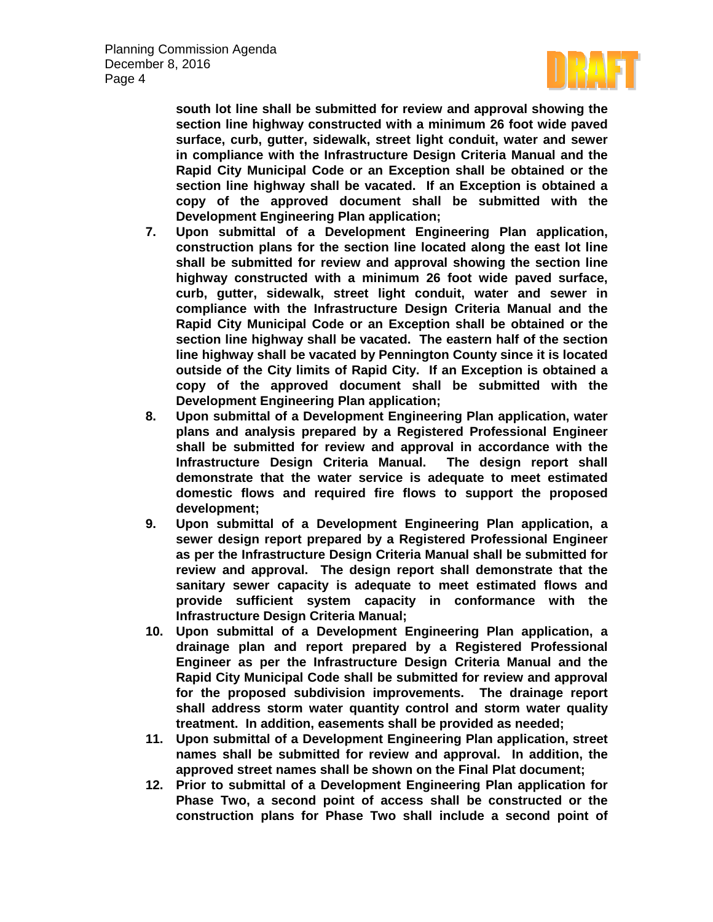**south lot line shall be submitted for review and approval showing the section line highway constructed with a minimum 26 foot wide paved surface, curb, gutter, sidewalk, street light conduit, water and sewer in compliance with the Infrastructure Design Criteria Manual and the Rapid City Municipal Code or an Exception shall be obtained or the section line highway shall be vacated. If an Exception is obtained a copy of the approved document shall be submitted with the Development Engineering Plan application;**

7. **Upon submittal of a Development Engineering Plan application, construction plans for the section line located along the east lot line shall be submitted for review and approval showing the section line highway constructed with a minimum 26 foot wide paved surface, curb, gutter, sidewalk, street light conduit, water and sewer in compliance with the Infrastructure Design Criteria Manual and the Rapid City Municipal Code or an Exception shall be obtained or the section line highway shall be vacated. The eastern half of the section line highway shall be vacated by Pennington County since it is located outside of the City limits of Rapid City. If an Exception is obtained a copy of the approved document shall be submitted with the Development Engineering Plan application;**
8. **Upon submittal of a Development Engineering Plan application, water plans and analysis prepared by a Registered Professional Engineer shall be submitted for review and approval in accordance with the Infrastructure Design Criteria Manual. The design report shall demonstrate that the water service is adequate to meet estimated domestic flows and required fire flows to support the proposed development;**
9. **Upon submittal of a Development Engineering Plan application, a sewer design report prepared by a Registered Professional Engineer as per the Infrastructure Design Criteria Manual shall be submitted for review and approval. The design report shall demonstrate that the sanitary sewer capacity is adequate to meet estimated flows and provide sufficient system capacity in conformance with the Infrastructure Design Criteria Manual;**
10. **Upon submittal of a Development Engineering Plan application, a drainage plan and report prepared by a Registered Professional Engineer as per the Infrastructure Design Criteria Manual and the Rapid City Municipal Code shall be submitted for review and approval for the proposed subdivision improvements. The drainage report shall address storm water quantity control and storm water quality treatment. In addition, easements shall be provided as needed;**
11. **Upon submittal of a Development Engineering Plan application, street names shall be submitted for review and approval. In addition, the approved street names shall be shown on the Final Plat document;**
12. **Prior to submittal of a Development Engineering Plan application for Phase Two, a second point of access shall be constructed or the construction plans for Phase Two shall include a second point of**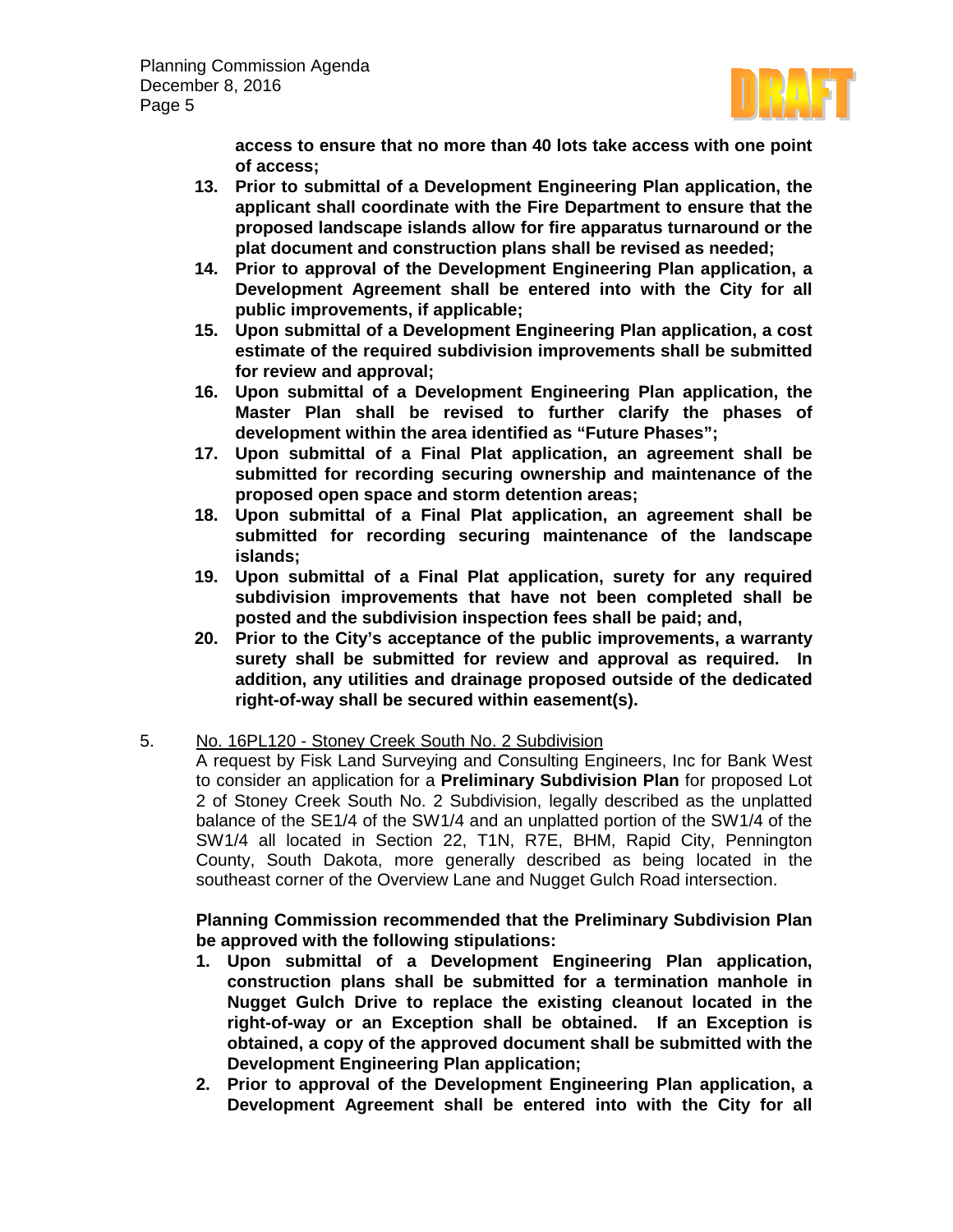**access to ensure that no more than 40 lots take access with one point of access;**

13. **Prior to submittal of a Development Engineering Plan application, the applicant shall coordinate with the Fire Department to ensure that the proposed landscape islands allow for fire apparatus turnaround or the plat document and construction plans shall be revised as needed;**
14. **Prior to approval of the Development Engineering Plan application, a Development Agreement shall be entered into with the City for all public improvements, if applicable;**
15. **Upon submittal of a Development Engineering Plan application, a cost estimate of the required subdivision improvements shall be submitted for review and approval;**
16. **Upon submittal of a Development Engineering Plan application, the Master Plan shall be revised to further clarify the phases of development within the area identified as "Future Phases";**
17. **Upon submittal of a Final Plat application, an agreement shall be submitted for recording securing ownership and maintenance of the proposed open space and storm detention areas;**
18. **Upon submittal of a Final Plat application, an agreement shall be submitted for recording securing maintenance of the landscape islands;**
19. **Upon submittal of a Final Plat application, surety for any required subdivision improvements that have not been completed shall be posted and the subdivision inspection fees shall be paid; and,**
20. **Prior to the City's acceptance of the public improvements, a warranty surety shall be submitted for review and approval as required. In addition, any utilities and drainage proposed outside of the dedicated right-of-way shall be secured within easement(s).**

5. No. 16PL120 - Stoney Creek South No. 2 Subdivision

A request by Fisk Land Surveying and Consulting Engineers, Inc for Bank West to consider an application for a **Preliminary Subdivision Plan** for proposed Lot 2 of Stoney Creek South No. 2 Subdivision, legally described as the unplatted balance of the SE1/4 of the SW1/4 and an unplatted portion of the SW1/4 of the SW1/4 all located in Section 22, T1N, R7E, BHM, Rapid City, Pennington County, South Dakota, more generally described as being located in the southeast corner of the Overview Lane and Nugget Gulch Road intersection.

**Planning Commission recommended that the Preliminary Subdivision Plan be approved with the following stipulations:**

1. **Upon submittal of a Development Engineering Plan application, construction plans shall be submitted for a termination manhole in Nugget Gulch Drive to replace the existing cleanout located in the right-of-way or an Exception shall be obtained. If an Exception is obtained, a copy of the approved document shall be submitted with the Development Engineering Plan application;**
2. **Prior to approval of the Development Engineering Plan application, a Development Agreement shall be entered into with the City for all**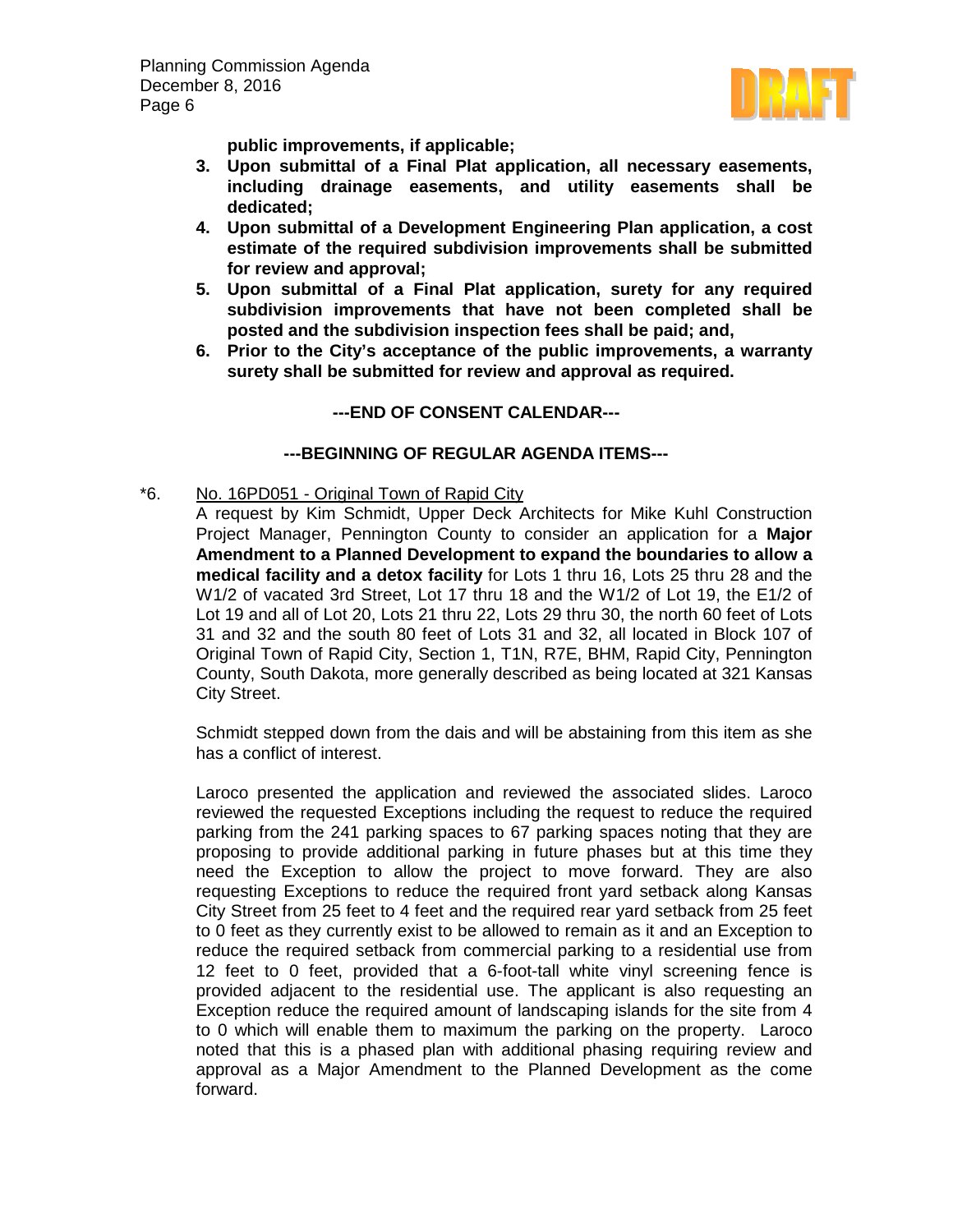**public improvements, if applicable;**

3. **Upon submittal of a Final Plat application, all necessary easements, including drainage easements, and utility easements shall be dedicated;**
4. **Upon submittal of a Development Engineering Plan application, a cost estimate of the required subdivision improvements shall be submitted for review and approval;**
5. **Upon submittal of a Final Plat application, surety for any required subdivision improvements that have not been completed shall be posted and the subdivision inspection fees shall be paid; and,**
6. **Prior to the City's acceptance of the public improvements, a warranty surety shall be submitted for review and approval as required.**

**---END OF CONSENT CALENDAR---**

**---BEGINNING OF REGULAR AGENDA ITEMS---**

*6. No. 16PD051 - Original Town of Rapid City

A request by Kim Schmidt, Upper Deck Architects for Mike Kuhl Construction Project Manager, Pennington County to consider an application for a **Major Amendment to a Planned Development to expand the boundaries to allow a medical facility and a detox facility** for Lots 1 thru 16, Lots 25 thru 28 and the W1/2 of vacated 3rd Street, Lot 17 thru 18 and the W1/2 of Lot 19, the E1/2 of Lot 19 and all of Lot 20, Lots 21 thru 22, Lots 29 thru 30, the north 60 feet of Lots 31 and 32 and the south 80 feet of Lots 31 and 32, all located in Block 107 of Original Town of Rapid City, Section 1, T1N, R7E, BHM, Rapid City, Pennington County, South Dakota, more generally described as being located at 321 Kansas City Street.

Schmidt stepped down from the dais and will be abstaining from this item as she has a conflict of interest.

Laroco presented the application and reviewed the associated slides. Laroco reviewed the requested Exceptions including the request to reduce the required parking from the 241 parking spaces to 67 parking spaces noting that they are proposing to provide additional parking in future phases but at this time they need the Exception to allow the project to move forward. They are also requesting Exceptions to reduce the required front yard setback along Kansas City Street from 25 feet to 4 feet and the required rear yard setback from 25 feet to 0 feet as they currently exist to be allowed to remain as it and an Exception to reduce the required setback from commercial parking to a residential use from 12 feet to 0 feet, provided that a 6-foot-tall white vinyl screening fence is provided adjacent to the residential use. The applicant is also requesting an Exception reduce the required amount of landscaping islands for the site from 4 to 0 which will enable them to maximum the parking on the property. Laroco noted that this is a phased plan with additional phasing requiring review and approval as a Major Amendment to the Planned Development as the come forward.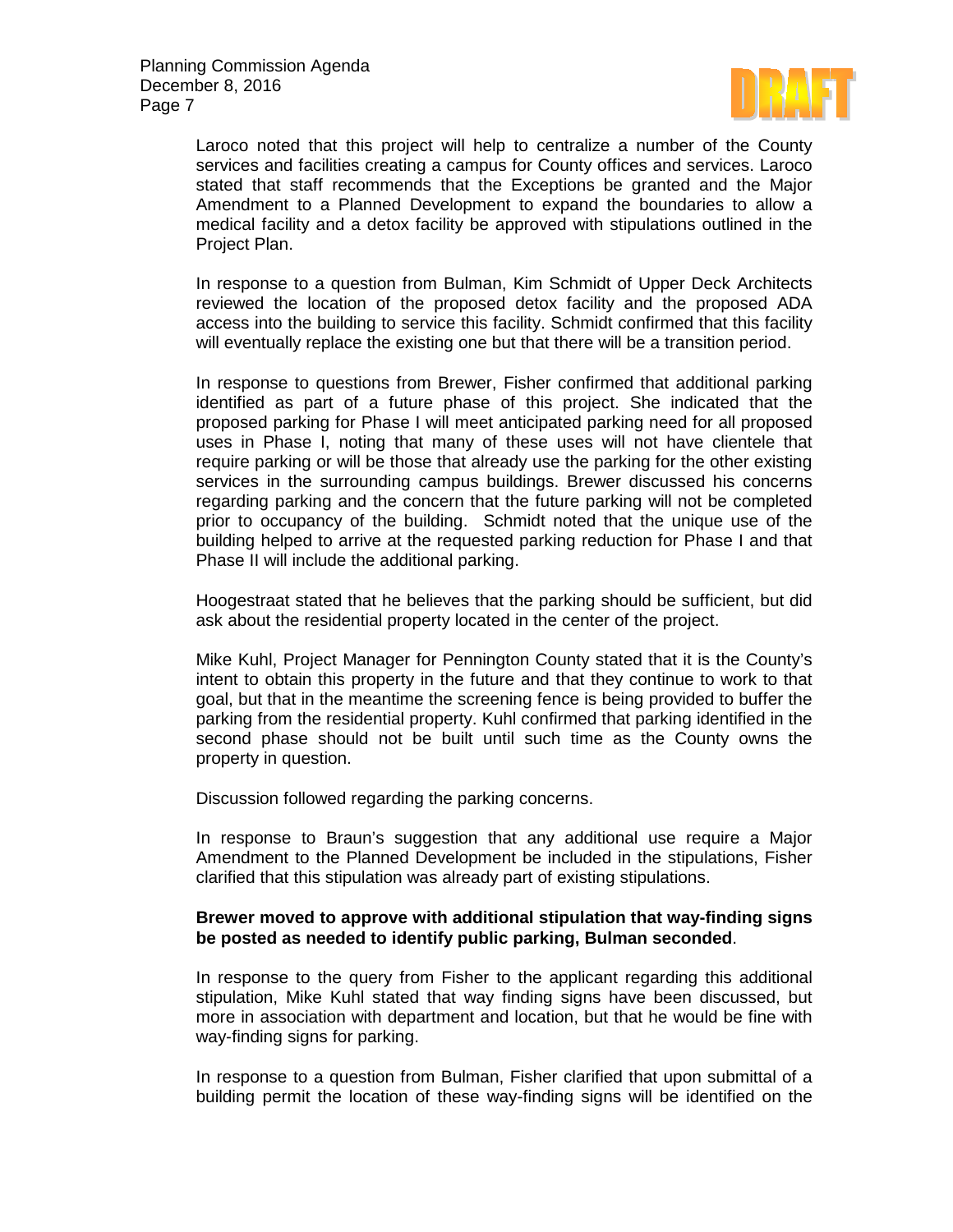Laroco noted that this project will help to centralize a number of the County services and facilities creating a campus for County offices and services. Laroco stated that staff recommends that the Exceptions be granted and the Major Amendment to a Planned Development to expand the boundaries to allow a medical facility and a detox facility be approved with stipulations outlined in the Project Plan.

In response to a question from Bulman, Kim Schmidt of Upper Deck Architects reviewed the location of the proposed detox facility and the proposed ADA access into the building to service this facility. Schmidt confirmed that this facility will eventually replace the existing one but that there will be a transition period.

In response to questions from Brewer, Fisher confirmed that additional parking identified as part of a future phase of this project. She indicated that the proposed parking for Phase I will meet anticipated parking need for all proposed uses in Phase I, noting that many of these uses will not have clientele that require parking or will be those that already use the parking for the other existing services in the surrounding campus buildings. Brewer discussed his concerns regarding parking and the concern that the future parking will not be completed prior to occupancy of the building. Schmidt noted that the unique use of the building helped to arrive at the requested parking reduction for Phase I and that Phase II will include the additional parking.

Hoogestraat stated that he believes that the parking should be sufficient, but did ask about the residential property located in the center of the project.

Mike Kuhl, Project Manager for Pennington County stated that it is the County's intent to obtain this property in the future and that they continue to work to that goal, but that in the meantime the screening fence is being provided to buffer the parking from the residential property. Kuhl confirmed that parking identified in the second phase should not be built until such time as the County owns the property in question.

Discussion followed regarding the parking concerns.

In response to Braun's suggestion that any additional use require a Major Amendment to the Planned Development be included in the stipulations, Fisher clarified that this stipulation was already part of existing stipulations.

**Brewer moved to approve with additional stipulation that way-finding signs be posted as needed to identify public parking, Bulman seconded**.

In response to the query from Fisher to the applicant regarding this additional stipulation, Mike Kuhl stated that way finding signs have been discussed, but more in association with department and location, but that he would be fine with way-finding signs for parking.

In response to a question from Bulman, Fisher clarified that upon submittal of a building permit the location of these way-finding signs will be identified on the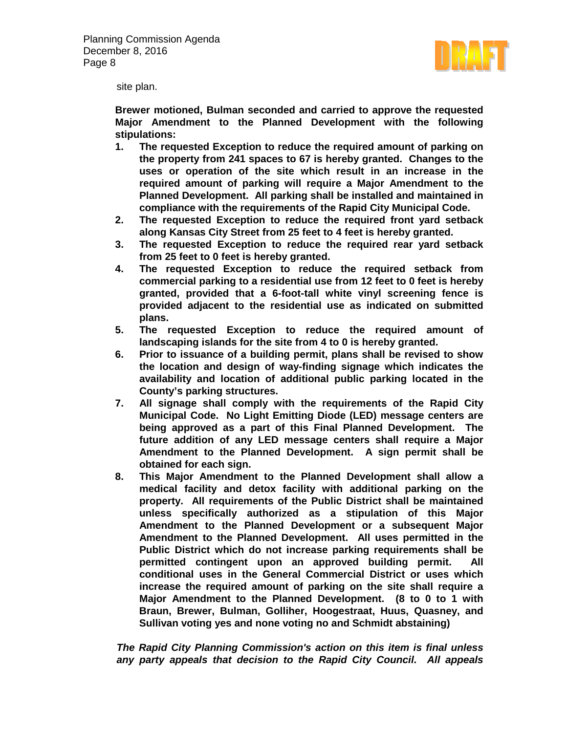site plan.

**Brewer motioned, Bulman seconded and carried to approve the requested Major Amendment to the Planned Development with the following stipulations:**

1. **The requested Exception to reduce the required amount of parking on the property from 241 spaces to 67 is hereby granted. Changes to the uses or operation of the site which result in an increase in the required amount of parking will require a Major Amendment to the Planned Development. All parking shall be installed and maintained in compliance with the requirements of the Rapid City Municipal Code.**
2. **The requested Exception to reduce the required front yard setback along Kansas City Street from 25 feet to 4 feet is hereby granted.**
3. **The requested Exception to reduce the required rear yard setback from 25 feet to 0 feet is hereby granted.**
4. **The requested Exception to reduce the required setback from commercial parking to a residential use from 12 feet to 0 feet is hereby granted, provided that a 6-foot-tall white vinyl screening fence is provided adjacent to the residential use as indicated on submitted plans.**
5. **The requested Exception to reduce the required amount of landscaping islands for the site from 4 to 0 is hereby granted.**
6. **Prior to issuance of a building permit, plans shall be revised to show the location and design of way-finding signage which indicates the availability and location of additional public parking located in the County's parking structures.**
7. **All signage shall comply with the requirements of the Rapid City Municipal Code. No Light Emitting Diode (LED) message centers are being approved as a part of this Final Planned Development. The future addition of any LED message centers shall require a Major Amendment to the Planned Development. A sign permit shall be obtained for each sign.**
8. **This Major Amendment to the Planned Development shall allow a medical facility and detox facility with additional parking on the property. All requirements of the Public District shall be maintained unless specifically authorized as a stipulation of this Major Amendment to the Planned Development or a subsequent Major Amendment to the Planned Development. All uses permitted in the Public District which do not increase parking requirements shall be permitted contingent upon an approved building permit. All conditional uses in the General Commercial District or uses which increase the required amount of parking on the site shall require a Major Amendment to the Planned Development. (8 to 0 to 1 with Braun, Brewer, Bulman, Golliher, Hoogestraat, Huus, Quasney, and Sullivan voting yes and none voting no and Schmidt abstaining)**

***The Rapid City Planning Commission's action on this item is final unless any party appeals that decision to the Rapid City Council. All appeals***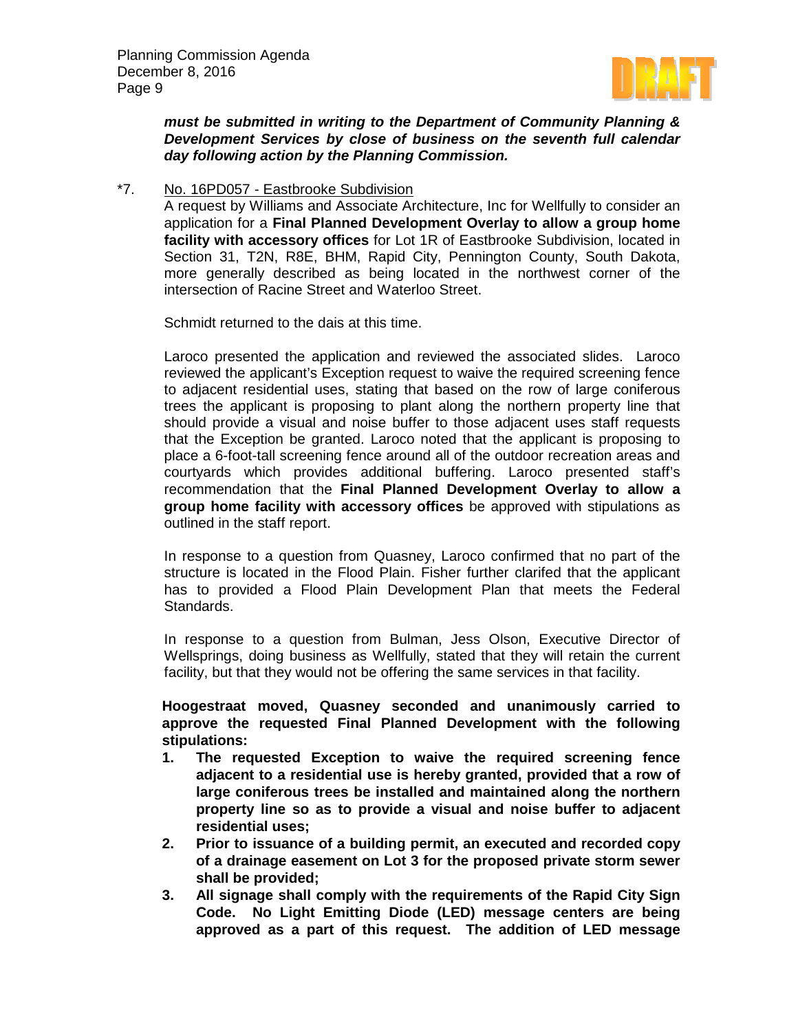***must be submitted in writing to the Department of Community Planning & Development Services by close of business on the seventh full calendar day following action by the Planning Commission.***

*7. No. 16PD057 - Eastbrooke Subdivision

A request by Williams and Associate Architecture, Inc for Wellfully to consider an application for a **Final Planned Development Overlay to allow a group home facility with accessory offices** for Lot 1R of Eastbrooke Subdivision, located in Section 31, T2N, R8E, BHM, Rapid City, Pennington County, South Dakota, more generally described as being located in the northwest corner of the intersection of Racine Street and Waterloo Street.

Schmidt returned to the dais at this time.

Laroco presented the application and reviewed the associated slides. Laroco reviewed the applicant's Exception request to waive the required screening fence to adjacent residential uses, stating that based on the row of large coniferous trees the applicant is proposing to plant along the northern property line that should provide a visual and noise buffer to those adjacent uses staff requests that the Exception be granted. Laroco noted that the applicant is proposing to place a 6-foot-tall screening fence around all of the outdoor recreation areas and courtyards which provides additional buffering. Laroco presented staff's recommendation that the **Final Planned Development Overlay to allow a group home facility with accessory offices** be approved with stipulations as outlined in the staff report.

In response to a question from Quasney, Laroco confirmed that no part of the structure is located in the Flood Plain. Fisher further clarifed that the applicant has to provided a Flood Plain Development Plan that meets the Federal Standards.

In response to a question from Bulman, Jess Olson, Executive Director of Wellsprings, doing business as Wellfully, stated that they will retain the current facility, but that they would not be offering the same services in that facility.

**Hoogestraat moved, Quasney seconded and unanimously carried to approve the requested Final Planned Development with the following stipulations:**

1. **The requested Exception to waive the required screening fence adjacent to a residential use is hereby granted, provided that a row of large coniferous trees be installed and maintained along the northern property line so as to provide a visual and noise buffer to adjacent residential uses;**
2. **Prior to issuance of a building permit, an executed and recorded copy of a drainage easement on Lot 3 for the proposed private storm sewer shall be provided;**
3. **All signage shall comply with the requirements of the Rapid City Sign Code. No Light Emitting Diode (LED) message centers are being approved as a part of this request. The addition of LED message**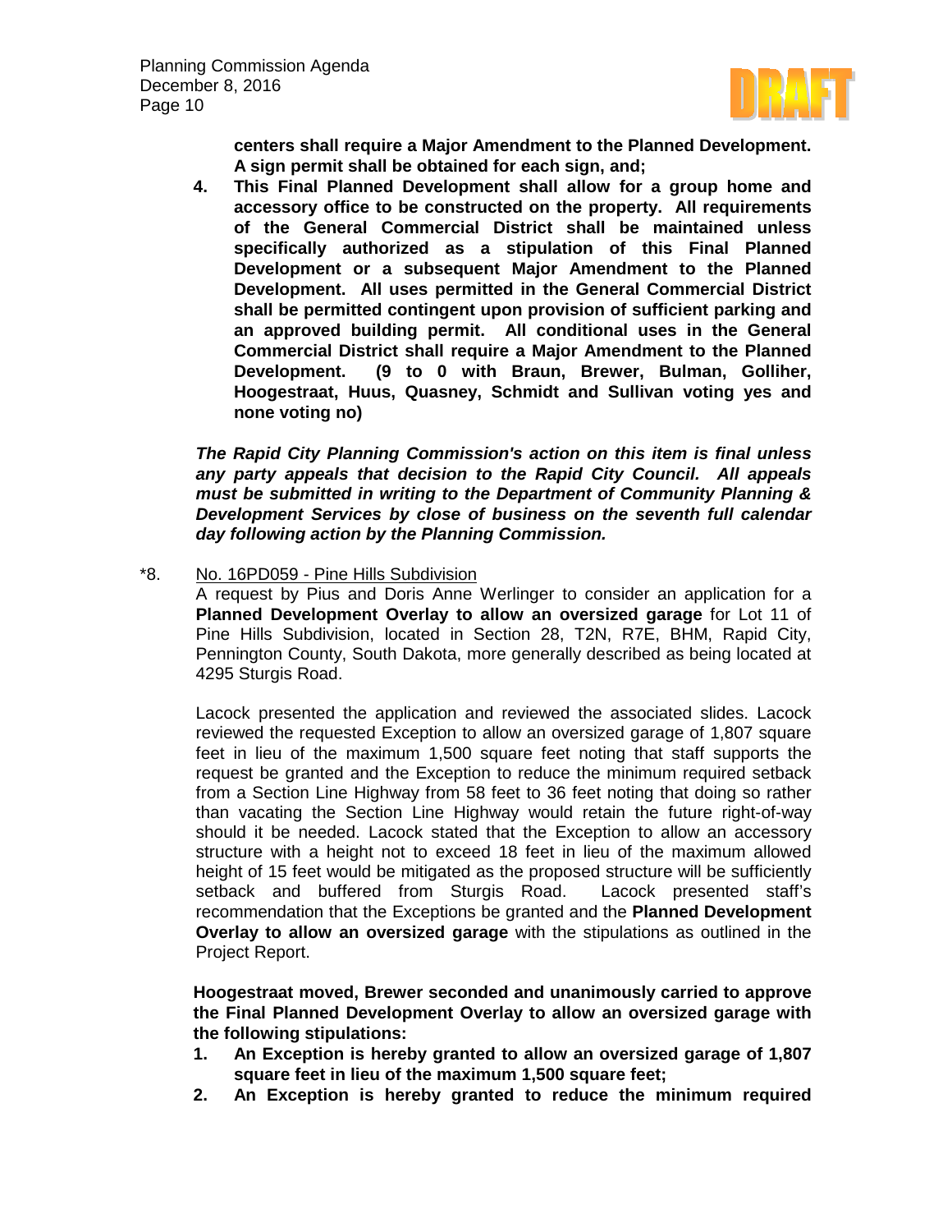**centers shall require a Major Amendment to the Planned Development. A sign permit shall be obtained for each sign, and;**

4. **This Final Planned Development shall allow for a group home and accessory office to be constructed on the property. All requirements of the General Commercial District shall be maintained unless specifically authorized as a stipulation of this Final Planned Development or a subsequent Major Amendment to the Planned Development. All uses permitted in the General Commercial District shall be permitted contingent upon provision of sufficient parking and an approved building permit. All conditional uses in the General Commercial District shall require a Major Amendment to the Planned Development. (9 to 0 with Braun, Brewer, Bulman, Golliher, Hoogestraat, Huus, Quasney, Schmidt and Sullivan voting yes and none voting no)**

***The Rapid City Planning Commission's action on this item is final unless any party appeals that decision to the Rapid City Council. All appeals must be submitted in writing to the Department of Community Planning & Development Services by close of business on the seventh full calendar day following action by the Planning Commission.***

*8. No. 16PD059 - Pine Hills Subdivision

A request by Pius and Doris Anne Werlinger to consider an application for a **Planned Development Overlay to allow an oversized garage** for Lot 11 of Pine Hills Subdivision, located in Section 28, T2N, R7E, BHM, Rapid City, Pennington County, South Dakota, more generally described as being located at 4295 Sturgis Road.

Lacock presented the application and reviewed the associated slides. Lacock reviewed the requested Exception to allow an oversized garage of 1,807 square feet in lieu of the maximum 1,500 square feet noting that staff supports the request be granted and the Exception to reduce the minimum required setback from a Section Line Highway from 58 feet to 36 feet noting that doing so rather than vacating the Section Line Highway would retain the future right-of-way should it be needed. Lacock stated that the Exception to allow an accessory structure with a height not to exceed 18 feet in lieu of the maximum allowed height of 15 feet would be mitigated as the proposed structure will be sufficiently setback and buffered from Sturgis Road. Lacock presented staff's recommendation that the Exceptions be granted and the **Planned Development Overlay to allow an oversized garage** with the stipulations as outlined in the Project Report.

**Hoogestraat moved, Brewer seconded and unanimously carried to approve the Final Planned Development Overlay to allow an oversized garage with the following stipulations:**

1. **An Exception is hereby granted to allow an oversized garage of 1,807 square feet in lieu of the maximum 1,500 square feet;**
2. **An Exception is hereby granted to reduce the minimum required**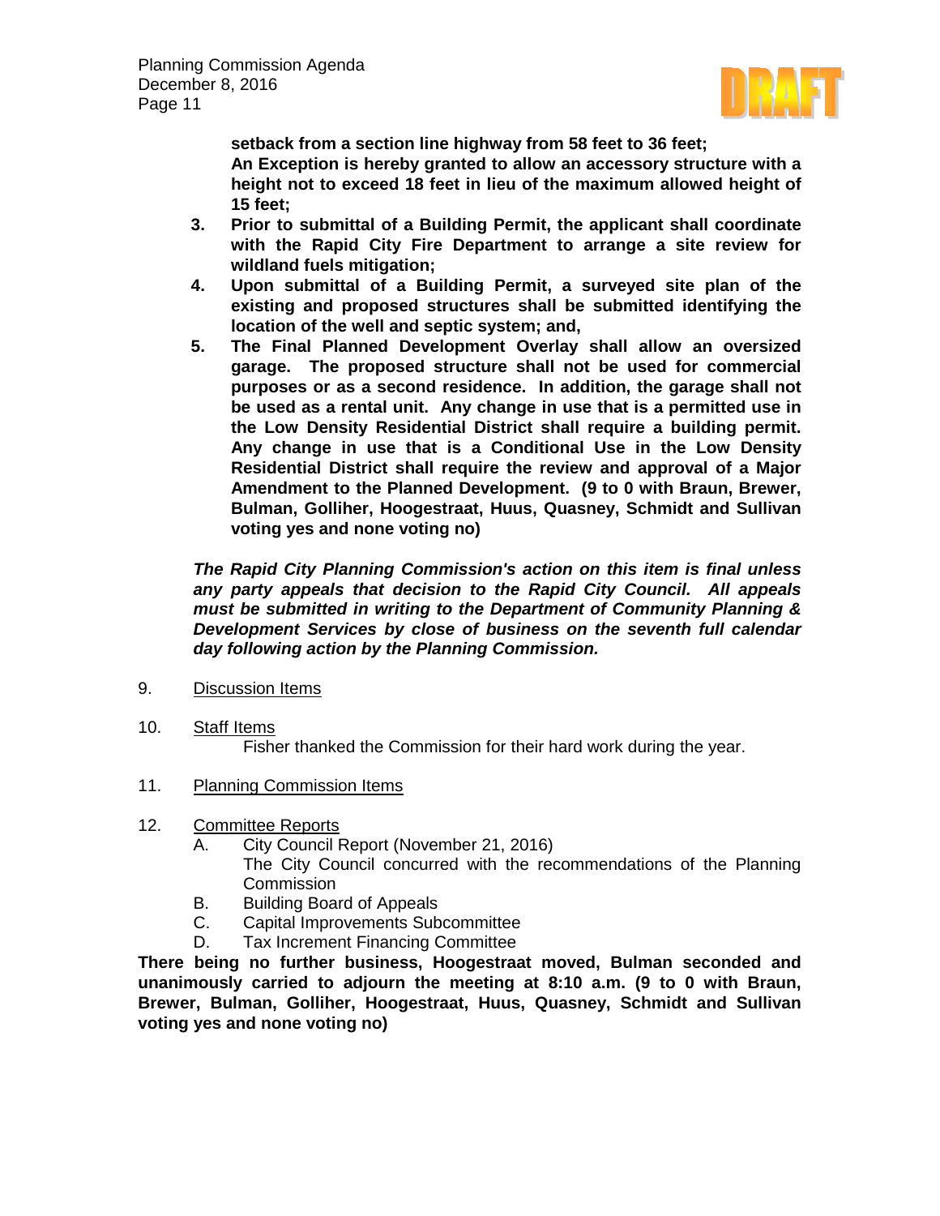**setback from a section line highway from 58 feet to 36 feet;**
**An Exception is hereby granted to allow an accessory structure with a height not to exceed 18 feet in lieu of the maximum allowed height of 15 feet;**

3. **Prior to submittal of a Building Permit, the applicant shall coordinate with the Rapid City Fire Department to arrange a site review for wildland fuels mitigation;**
4. **Upon submittal of a Building Permit, a surveyed site plan of the existing and proposed structures shall be submitted identifying the location of the well and septic system; and,**
5. **The Final Planned Development Overlay shall allow an oversized garage. The proposed structure shall not be used for commercial purposes or as a second residence. In addition, the garage shall not be used as a rental unit. Any change in use that is a permitted use in the Low Density Residential District shall require a building permit. Any change in use that is a Conditional Use in the Low Density Residential District shall require the review and approval of a Major Amendment to the Planned Development. (9 to 0 with Braun, Brewer, Bulman, Golliher, Hoogestraat, Huus, Quasney, Schmidt and Sullivan voting yes and none voting no)**

***The Rapid City Planning Commission's action on this item is final unless any party appeals that decision to the Rapid City Council. All appeals must be submitted in writing to the Department of Community Planning & Development Services by close of business on the seventh full calendar day following action by the Planning Commission.***

9. Discussion Items

10. Staff Items
    Fisher thanked the Commission for their hard work during the year.

11. Planning Commission Items

12. Committee Reports
    A. City Council Report (November 21, 2016)
       The City Council concurred with the recommendations of the Planning Commission
    B. Building Board of Appeals
    C. Capital Improvements Subcommittee
    D. Tax Increment Financing Committee

**There being no further business, Hoogestraat moved, Bulman seconded and unanimously carried to adjourn the meeting at 8:10 a.m. (9 to 0 with Braun, Brewer, Bulman, Golliher, Hoogestraat, Huus, Quasney, Schmidt and Sullivan voting yes and none voting no)**